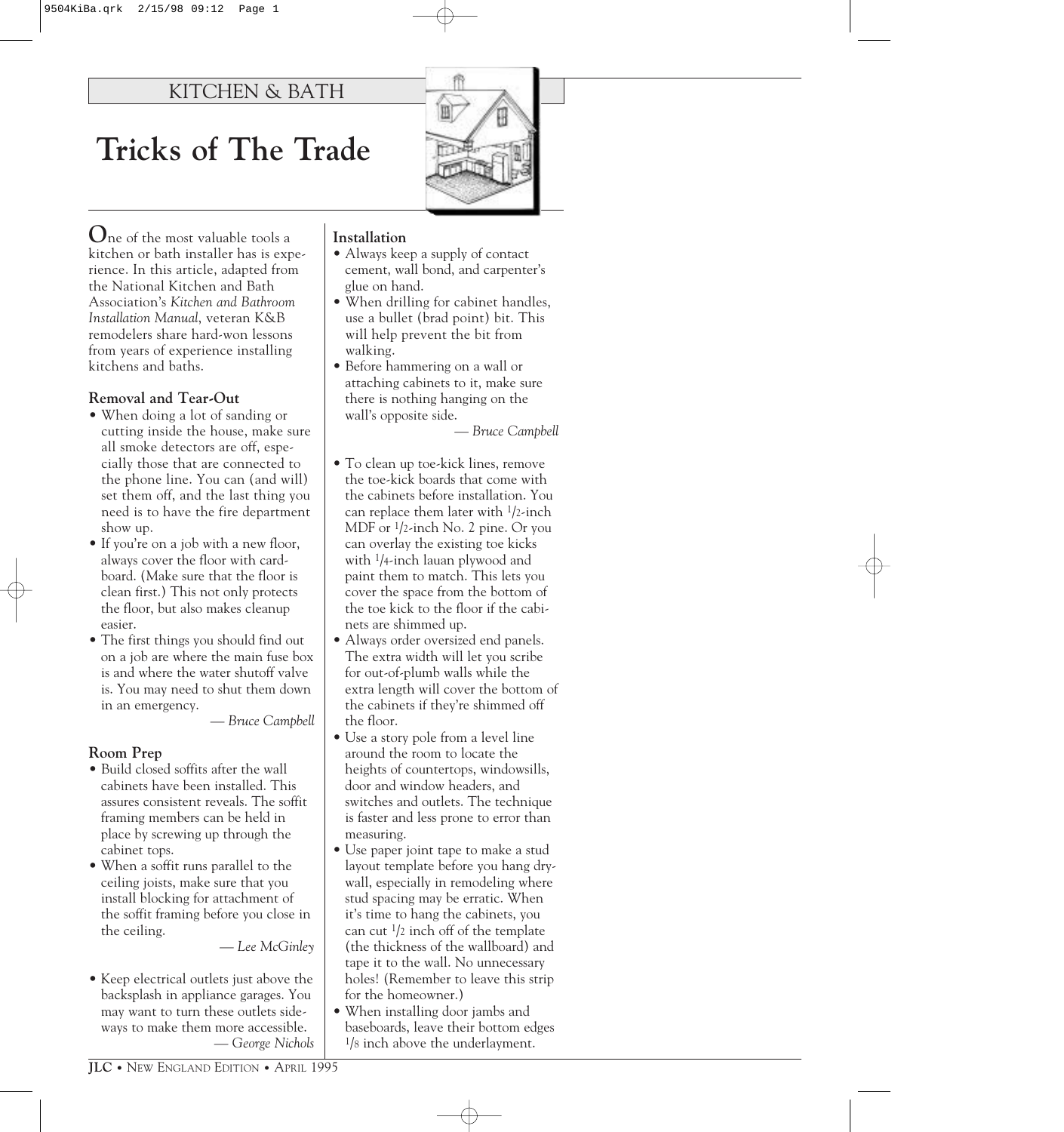KITCHEN & BATH

# Tricks of The Trade

One of the most valuable tools a kitchen or bath installer has is experience. In this article, adapted from the National Kitchen and Bath Association's *Kitchen and Bathroom Installation Manual*, veteran K&B remodelers share hard-won lessons from years of experience installing kitchens and baths.

### Removal and Tear-Out

- When doing a lot of sanding or cutting inside the house, make sure all smoke detectors are off, especially those that are connected to the phone line. You can (and will) set them off, and the last thing you need is to have the fire department show up.
- If you're on a job with a new floor, always cover the floor with cardboard. (Make sure that the floor is clean first.) This not only protects the floor, but also makes cleanup easier.
- The first things you should find out on a job are where the main fuse box is and where the water shutoff valve is. You may need to shut them down in an emergency.

*— Bruce Campbell*

### Room Prep

- Build closed soffits after the wall cabinets have been installed. This assures consistent reveals. The soffit framing members can be held in place by screwing up through the cabinet tops.
- When a soffit runs parallel to the ceiling joists, make sure that you install blocking for attachment of the soffit framing before you close in the ceiling.

*— Lee McGinley*

- Keep electrical outlets just above the backsplash in appliance garages. You may want to turn these outlets sideways to make them more accessible.

*— George Nichols*

### Installation

- Always keep a supply of contact cement, wall bond, and carpenter's glue on hand.
- When drilling for cabinet handles, use a bullet (brad point) bit. This will help prevent the bit from walking.
- Before hammering on a wall or attaching cabinets to it, make sure there is nothing hanging on the wall's opposite side.

*— Bruce Campbell*

- To clean up toe-kick lines, remove the toe-kick boards that come with the cabinets before installation. You can replace them later with 1/2-inch MDF or 1/2-inch No. 2 pine. Or you can overlay the existing toe kicks with 1/4-inch lauan plywood and paint them to match. This lets you cover the space from the bottom of the toe kick to the floor if the cabinets are shimmed up.
- Always order oversized end panels. The extra width will let you scribe for out-of-plumb walls while the extra length will cover the bottom of the cabinets if they're shimmed off the floor.
- Use a story pole from a level line around the room to locate the heights of countertops, windowsills, door and window headers, and switches and outlets. The technique is faster and less prone to error than measuring.
- Use paper joint tape to make a stud layout template before you hang drywall, especially in remodeling where stud spacing may be erratic. When it's time to hang the cabinets, you can cut 1/2 inch off of the template (the thickness of the wallboard) and tape it to the wall. No unnecessary holes! (Remember to leave this strip for the homeowner.)
- When installing door jambs and baseboards, leave their bottom edges 1/8 inch above the underlayment.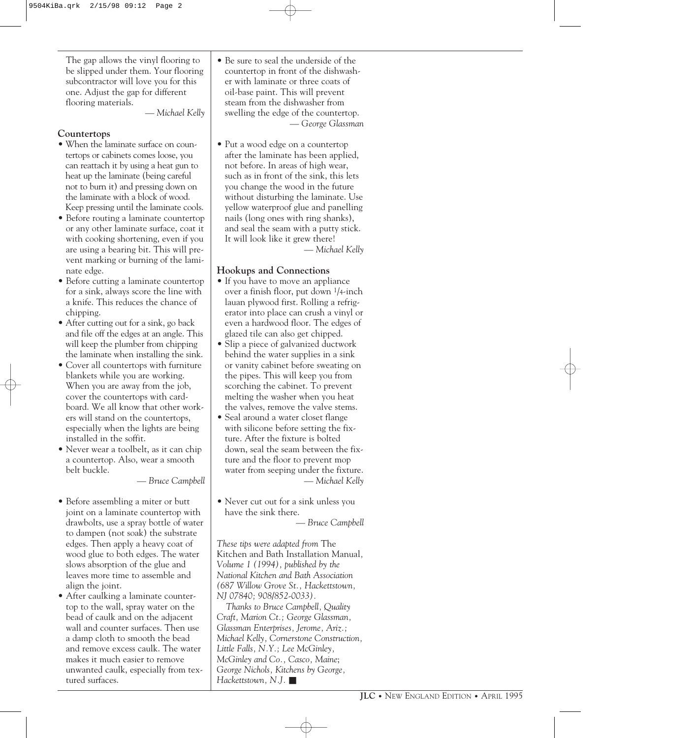The gap allows the vinyl flooring to be slipped under them. Your flooring subcontractor will love you for this one. Adjust the gap for different flooring materials.

*— Michael Kelly*

### Countertops

- When the laminate surface on countertops or cabinets comes loose, you can reattach it by using a heat gun to heat up the laminate (being careful not to burn it) and pressing down on the laminate with a block of wood. Keep pressing until the laminate cools.
- Before routing a laminate countertop or any other laminate surface, coat it with cooking shortening, even if you are using a bearing bit. This will prevent marking or burning of the laminate edge.
- Before cutting a laminate countertop for a sink, always score the line with a knife. This reduces the chance of chipping.
- After cutting out for a sink, go back and file off the edges at an angle. This will keep the plumber from chipping the laminate when installing the sink.
- Cover all countertops with furniture blankets while you are working. When you are away from the job, cover the countertops with cardboard. We all know that other workers will stand on the countertops, especially when the lights are being installed in the soffit.
- Never wear a toolbelt, as it can chip a countertop. Also, wear a smooth belt buckle.

*— Bruce Campbell*

- Before assembling a miter or butt joint on a laminate countertop with drawbolts, use a spray bottle of water to dampen (not soak) the substrate edges. Then apply a heavy coat of wood glue to both edges. The water slows absorption of the glue and leaves more time to assemble and align the joint.
- After caulking a laminate countertop to the wall, spray water on the bead of caulk and on the adjacent wall and counter surfaces. Then use a damp cloth to smooth the bead and remove excess caulk. The water makes it much easier to remove unwanted caulk, especially from textured surfaces.
- Be sure to seal the underside of the countertop in front of the dishwasher with laminate or three coats of oil-base paint. This will prevent steam from the dishwasher from swelling the edge of the countertop.

*— George Glassman*

- Put a wood edge on a countertop after the laminate has been applied, not before. In areas of high wear, such as in front of the sink, this lets you change the wood in the future without disturbing the laminate. Use yellow waterproof glue and panelling nails (long ones with ring shanks), and seal the seam with a putty stick. It will look like it grew there!

*— Michael Kelly*

### Hookups and Connections

- If you have to move an appliance over a finish floor, put down 1/4-inch lauan plywood first. Rolling a refrigerator into place can crush a vinyl or even a hardwood floor. The edges of glazed tile can also get chipped.
- Slip a piece of galvanized ductwork behind the water supplies in a sink or vanity cabinet before sweating on the pipes. This will keep you from scorching the cabinet. To prevent melting the washer when you heat the valves, remove the valve stems.
- Seal around a water closet flange with silicone before setting the fixture. After the fixture is bolted down, seal the seam between the fixture and the floor to prevent mop water from seeping under the fixture.

*— Michael Kelly*

- Never cut out for a sink unless you have the sink there.

*— Bruce Campbell*

*These tips were adapted from* The Kitchen and Bath Installation Manual, *Volume 1 (1994), published by the National Kitchen and Bath Association (687 Willow Grove St., Hackettstown, NJ 07840; 908/852-0033).*

*Thanks to Bruce Campbell, Quality Craft, Marion Ct.; George Glassman, Glassman Enterprises, Jerome, Ariz.; Michael Kelly, Cornerstone Construction, Little Falls, N.Y.; Lee McGinley, McGinley and Co., Casco, Maine; George Nichols, Kitchens by George, Hackettstown, N.J.* ■